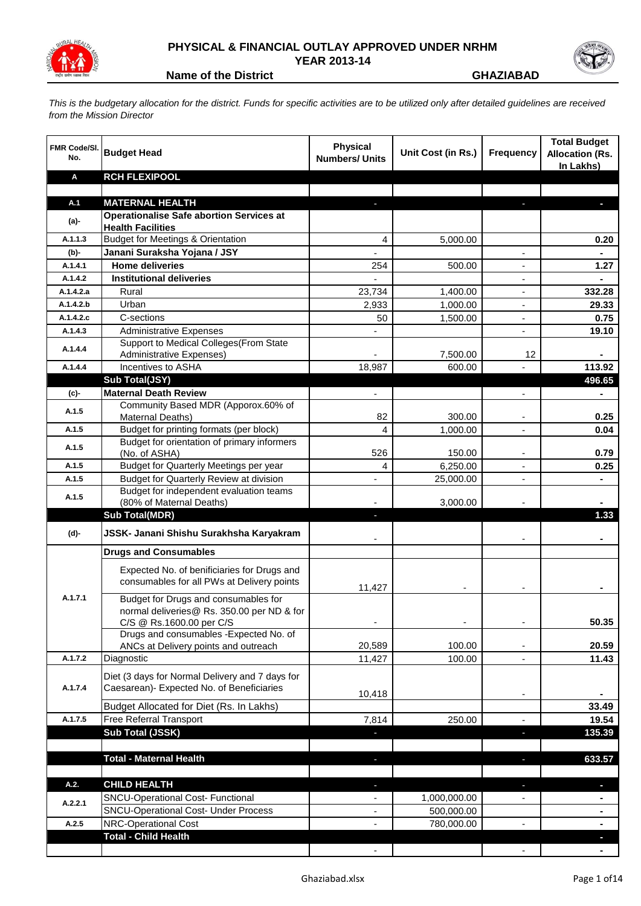# PHYSICAL & FINANCIAL OUTLAY APPROVED UNDER NRHM
## YEAR 2013-14

**Name of the District** **GHAZIABAD**

*This is the budgetary allocation for the district. Funds for specific activities are to be utilized only after detailed guidelines are received from the Mission Director*

| FMR Code/Sl. No. | Budget Head | Physical Numbers/ Units | Unit Cost (in Rs.) | Frequency | Total Budget Allocation (Rs. In Lakhs) |
|---|---|---|---|---|---|
| **A** | **RCH FLEXIPOOL** | | | | |
| | | | | | |
| **A.1** | **MATERNAL HEALTH** | - | | - | - |
| **(a)-** | **Operationalise Safe abortion Services at Health Facilities** | | | | |
| A.1.1.3 | Budget for Meetings & Orientation | 4 | 5,000.00 | | 0.20 |
| **(b)-** | **Janani Suraksha Yojana / JSY** | - | | - | - |
| A.1.4.1 | **Home deliveries** | 254 | 500.00 | - | 1.27 |
| A.1.4.2 | **Institutional deliveries** | - | | - | - |
| A.1.4.2.a | Rural | 23,734 | 1,400.00 | - | 332.28 |
| A.1.4.2.b | Urban | 2,933 | 1,000.00 | - | 29.33 |
| A.1.4.2.c | C-sections | 50 | 1,500.00 | - | 0.75 |
| A.1.4.3 | Administrative Expenses | - | | - | 19.10 |
| A.1.4.4 | Support to Medical Colleges(From State Administrative Expenses) | - | 7,500.00 | 12 | - |
| A.1.4.4 | Incentives to ASHA | 18,987 | 600.00 | - | 113.92 |
| | **Sub Total(JSY)** | | | | **496.65** |
| **(c)-** | **Maternal Death Review** | - | | - | - |
| A.1.5 | Community Based MDR (Apporox.60% of Maternal Deaths) | 82 | 300.00 | - | 0.25 |
| A.1.5 | Budget for printing formats (per block) | 4 | 1,000.00 | - | 0.04 |
| A.1.5 | Budget for orientation of primary informers (No. of ASHA) | 526 | 150.00 | - | 0.79 |
| A.1.5 | Budget for Quarterly Meetings per year | 4 | 6,250.00 | - | 0.25 |
| A.1.5 | Budget for Quarterly Review at division | - | 25,000.00 | - | - |
| A.1.5 | Budget for independent evaluation teams (80% of Maternal Deaths) | - | 3,000.00 | - | - |
| | **Sub Total(MDR)** | - | | | **1.33** |
| **(d)-** | **JSSK- Janani Shishu Surakhsha Karyakram** | - | | - | - |
| | **Drugs and Consumables** | | | | |
| A.1.7.1 | Expected No. of benificiaries for Drugs and consumables for all PWs at Delivery points | 11,427 | - | - | - |
| | Budget for Drugs and consumables for normal deliveries@ Rs. 350.00 per ND & for C/S @ Rs.1600.00 per C/S | - | - | - | 50.35 |
| | Drugs and consumables -Expected No. of ANCs at Delivery points and outreach | 20,589 | 100.00 | - | 20.59 |
| A.1.7.2 | Diagnostic | 11,427 | 100.00 | - | 11.43 |
| A.1.7.4 | Diet (3 days for Normal Delivery and 7 days for Caesarean)- Expected No. of Beneficiaries | 10,418 | | - | - |
| | Budget Allocated for Diet (Rs. In Lakhs) | | | | 33.49 |
| A.1.7.5 | Free Referral Transport | 7,814 | 250.00 | - | 19.54 |
| | **Sub Total (JSSK)** | - | | - | **135.39** |
| | | | | | |
| | **Total - Maternal Health** | - | | - | **633.57** |
| | | | | | |
| **A.2.** | **CHILD HEALTH** | - | | - | - |
| A.2.2.1 | SNCU-Operational Cost- Functional | - | 1,000,000.00 | - | - |
| | SNCU-Operational Cost- Under Process | - | 500,000.00 | | - |
| A.2.5 | NRC-Operational Cost | - | 780,000.00 | - | - |
| | **Total - Child Health** | | | | - |
| | | - | | - | - |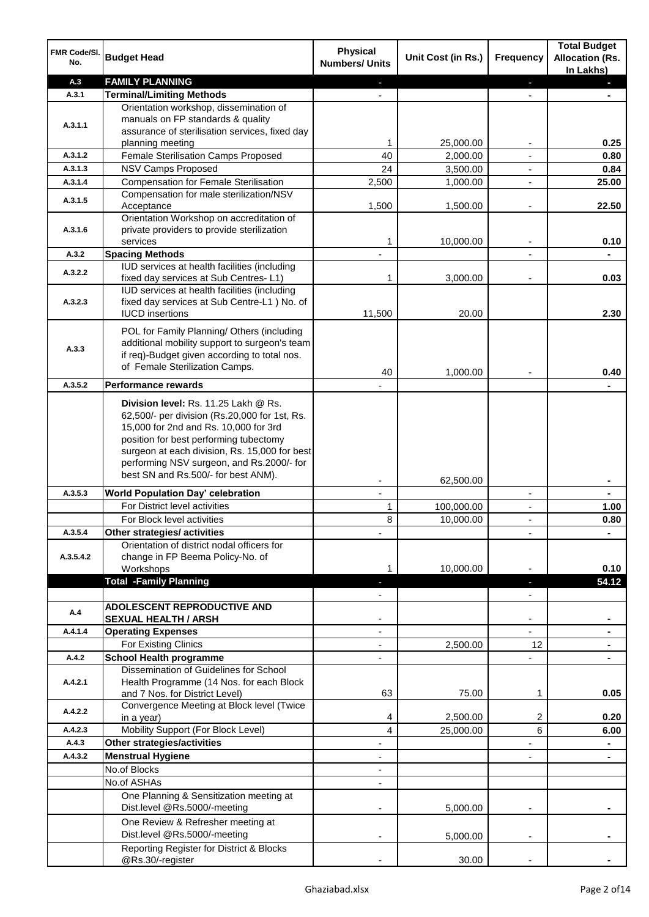| FMR Code/Sl. No. | Budget Head | Physical Numbers/ Units | Unit Cost (in Rs.) | Frequency | Total Budget Allocation (Rs. In Lakhs) |
|---|---|---|---|---|---|
| A.3 | **FAMILY PLANNING** | - | | - | - |
| A.3.1 | **Terminal/Limiting Methods** | - | | - | - |
| A.3.1.1 | Orientation workshop, dissemination of manuals on FP standards & quality assurance of sterilisation services, fixed day planning meeting | 1 | 25,000.00 | - | 0.25 |
| A.3.1.2 | Female Sterilisation Camps Proposed | 40 | 2,000.00 | - | 0.80 |
| A.3.1.3 | NSV Camps Proposed | 24 | 3,500.00 | - | 0.84 |
| A.3.1.4 | Compensation for Female Sterilisation | 2,500 | 1,000.00 | - | 25.00 |
| A.3.1.5 | Compensation for male sterilization/NSV Acceptance | 1,500 | 1,500.00 | - | 22.50 |
| A.3.1.6 | Orientation Workshop on accreditation of private providers to provide sterilization services | 1 | 10,000.00 | - | 0.10 |
| A.3.2 | **Spacing Methods** | - | | - | - |
| A.3.2.2 | IUD services at health facilities (including fixed day services at Sub Centres- L1) | 1 | 3,000.00 | - | 0.03 |
| A.3.2.3 | IUD services at health facilities (including fixed day services at Sub Centre-L1 ) No. of IUCD insertions | 11,500 | 20.00 | | 2.30 |
| A.3.3 | POL for Family Planning/ Others (including additional mobility support to surgeon's team if req)-Budget given according to total nos. of Female Sterilization Camps. | 40 | 1,000.00 | - | 0.40 |
| A.3.5.2 | **Performance rewards** | - | | | - |
| | **Division level:** Rs. 11.25 Lakh @ Rs. 62,500/- per division (Rs.20,000 for 1st, Rs. 15,000 for 2nd and Rs. 10,000 for 3rd position for best performing tubectomy surgeon at each division, Rs. 15,000 for best performing NSV surgeon, and Rs.2000/- for best SN and Rs.500/- for best ANM). | - | 62,500.00 | | - |
| A.3.5.3 | **World Population Day' celebration** | - | | - | - |
| | For District level activities | 1 | 100,000.00 | - | 1.00 |
| | For Block level activities | 8 | 10,000.00 | - | 0.80 |
| A.3.5.4 | **Other strategies/ activities** | - | | - | - |
| A.3.5.4.2 | Orientation of district nodal officers for change in FP Beema Policy-No. of Workshops | 1 | 10,000.00 | - | 0.10 |
| | **Total -Family Planning** | - | | - | **54.12** |
| | | - | | - | |
| A.4 | **ADOLESCENT REPRODUCTIVE AND SEXUAL HEALTH / ARSH** | - | | - | - |
| A.4.1.4 | **Operating Expenses** | - | | - | - |
| | For Existing Clinics | - | 2,500.00 | 12 | - |
| A.4.2 | **School Health programme** | - | | - | - |
| A.4.2.1 | Dissemination of Guidelines for School Health Programme (14 Nos. for each Block and 7 Nos. for District Level) | 63 | 75.00 | 1 | 0.05 |
| A.4.2.2 | Convergence Meeting at Block level (Twice in a year) | 4 | 2,500.00 | 2 | 0.20 |
| A.4.2.3 | Mobility Support (For Block Level) | 4 | 25,000.00 | 6 | 6.00 |
| A.4.3 | **Other strategies/activities** | - | | - | - |
| A.4.3.2 | **Menstrual Hygiene** | - | | - | - |
| | No.of Blocks | - | | | |
| | No.of ASHAs | - | | | |
| | One Planning & Sensitization meeting at Dist.level @Rs.5000/-meeting | - | 5,000.00 | - | - |
| | One Review & Refresher meeting at Dist.level @Rs.5000/-meeting | - | 5,000.00 | - | - |
| | Reporting Register for District & Blocks @Rs.30/-register | - | 30.00 | - | - |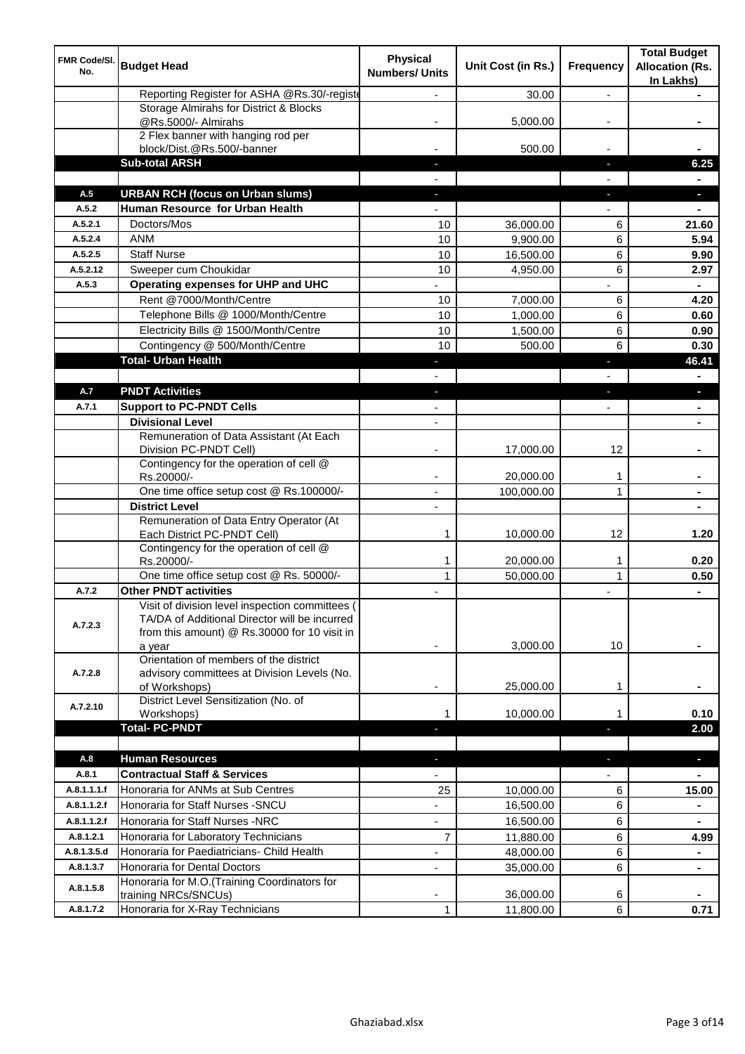| FMR Code/Sl. No. | Budget Head | Physical Numbers/ Units | Unit Cost (in Rs.) | Frequency | Total Budget Allocation (Rs. In Lakhs) |
|---|---|---|---|---|---|
| | Reporting Register for ASHA @Rs.30/-registe | - | 30.00 | - | - |
| | Storage Almirahs for District & Blocks @Rs.5000/- Almirahs | - | 5,000.00 | - | - |
| | 2 Flex banner with hanging rod per block/Dist.@Rs.500/-banner | - | 500.00 | - | - |
| | **Sub-total ARSH** | - | | - | **6.25** |
| | | - | | - | - |
| **A.5** | **URBAN RCH (focus on Urban slums)** | - | | - | - |
| **A.5.2** | **Human Resource for Urban Health** | - | | - | - |
| A.5.2.1 | Doctors/Mos | 10 | 36,000.00 | 6 | **21.60** |
| A.5.2.4 | ANM | 10 | 9,900.00 | 6 | **5.94** |
| A.5.2.5 | Staff Nurse | 10 | 16,500.00 | 6 | **9.90** |
| A.5.2.12 | Sweeper cum Choukidar | 10 | 4,950.00 | 6 | **2.97** |
| **A.5.3** | **Operating expenses for UHP and UHC** | - | | - | - |
| | Rent @7000/Month/Centre | 10 | 7,000.00 | 6 | **4.20** |
| | Telephone Bills @ 1000/Month/Centre | 10 | 1,000.00 | 6 | **0.60** |
| | Electricity Bills @ 1500/Month/Centre | 10 | 1,500.00 | 6 | **0.90** |
| | Contingency @ 500/Month/Centre | 10 | 500.00 | 6 | **0.30** |
| | **Total- Urban Health** | - | | - | **46.41** |
| | | - | | - | - |
| **A.7** | **PNDT Activities** | - | | - | - |
| **A.7.1** | **Support to PC-PNDT Cells** | - | | - | - |
| | **Divisional Level** | - | | | - |
| | Remuneration of Data Assistant (At Each Division PC-PNDT Cell) | - | 17,000.00 | 12 | - |
| | Contingency for the operation of cell @ Rs.20000/- | - | 20,000.00 | 1 | - |
| | One time office setup cost @ Rs.100000/- | - | 100,000.00 | 1 | - |
| | **District Level** | - | | | - |
| | Remuneration of Data Entry Operator (At Each District PC-PNDT Cell) | 1 | 10,000.00 | 12 | **1.20** |
| | Contingency for the operation of cell @ Rs.20000/- | 1 | 20,000.00 | 1 | **0.20** |
| | One time office setup cost @ Rs. 50000/- | 1 | 50,000.00 | 1 | **0.50** |
| **A.7.2** | **Other PNDT activities** | - | | - | - |
| A.7.2.3 | Visit of division level inspection committees ( TA/DA of Additional Director will be incurred from this amount) @ Rs.30000 for 10 visit in a year | - | 3,000.00 | 10 | - |
| A.7.2.8 | Orientation of members of the district advisory committees at Division Levels (No. of Workshops) | - | 25,000.00 | 1 | - |
| A.7.2.10 | District Level Sensitization (No. of Workshops) | 1 | 10,000.00 | 1 | **0.10** |
| | **Total- PC-PNDT** | - | | - | **2.00** |
| | | | | | |
| **A.8** | **Human Resources** | - | | - | - |
| **A.8.1** | **Contractual Staff & Services** | - | | - | - |
| A.8.1.1.1.f | Honoraria for ANMs at Sub Centres | 25 | 10,000.00 | 6 | **15.00** |
| A.8.1.1.2.f | Honoraria for Staff Nurses -SNCU | - | 16,500.00 | 6 | - |
| A.8.1.1.2.f | Honoraria for Staff Nurses -NRC | - | 16,500.00 | 6 | - |
| A.8.1.2.1 | Honoraria for Laboratory Technicians | 7 | 11,880.00 | 6 | **4.99** |
| A.8.1.3.5.d | Honoraria for Paediatricians- Child Health | - | 48,000.00 | 6 | - |
| A.8.1.3.7 | Honoraria for Dental Doctors | - | 35,000.00 | 6 | - |
| A.8.1.5.8 | Honoraria for M.O.(Training Coordinators for training NRCs/SNCUs) | - | 36,000.00 | 6 | - |
| A.8.1.7.2 | Honoraria for X-Ray Technicians | 1 | 11,800.00 | 6 | **0.71** |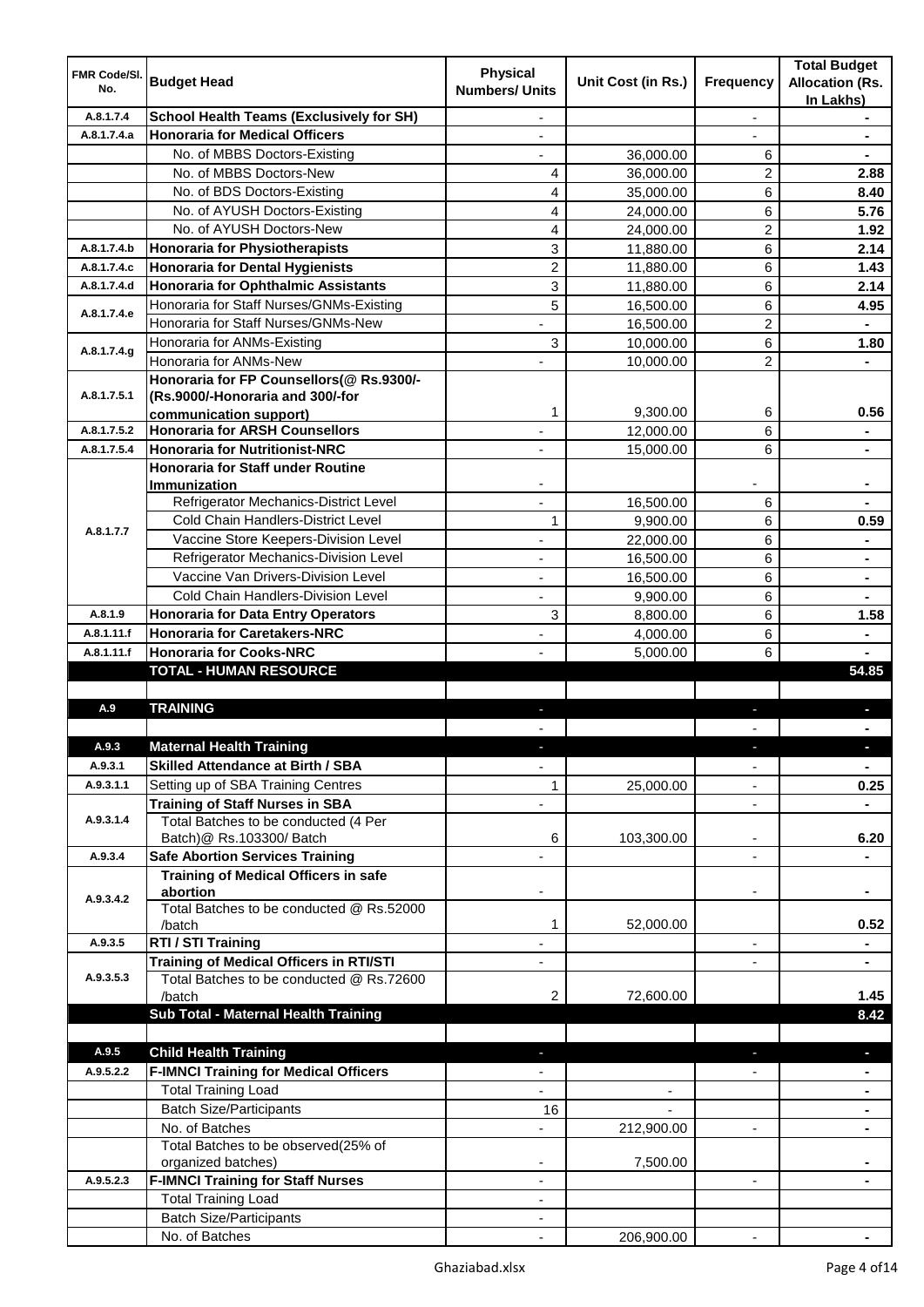| FMR Code/Sl. No. | Budget Head | Physical Numbers/ Units | Unit Cost (in Rs.) | Frequency | Total Budget Allocation (Rs. In Lakhs) |
|---|---|---|---|---|---|
| A.8.1.7.4 | **School Health Teams (Exclusively for SH)** | - | | - | - |
| A.8.1.7.4.a | **Honoraria for Medical Officers** | - | | - | - |
| | No. of MBBS Doctors-Existing | - | 36,000.00 | 6 | - |
| | No. of MBBS Doctors-New | 4 | 36,000.00 | 2 | **2.88** |
| | No. of BDS Doctors-Existing | 4 | 35,000.00 | 6 | **8.40** |
| | No. of AYUSH Doctors-Existing | 4 | 24,000.00 | 6 | **5.76** |
| | No. of AYUSH Doctors-New | 4 | 24,000.00 | 2 | **1.92** |
| A.8.1.7.4.b | **Honoraria for Physiotherapists** | 3 | 11,880.00 | 6 | **2.14** |
| A.8.1.7.4.c | **Honoraria for Dental Hygienists** | 2 | 11,880.00 | 6 | **1.43** |
| A.8.1.7.4.d | **Honoraria for Ophthalmic Assistants** | 3 | 11,880.00 | 6 | **2.14** |
| A.8.1.7.4.e | Honoraria for Staff Nurses/GNMs-Existing | 5 | 16,500.00 | 6 | **4.95** |
| | Honoraria for Staff Nurses/GNMs-New | - | 16,500.00 | 2 | - |
| A.8.1.7.4.g | Honoraria for ANMs-Existing | 3 | 10,000.00 | 6 | **1.80** |
| | Honoraria for ANMs-New | - | 10,000.00 | 2 | - |
| A.8.1.7.5.1 | **Honoraria for FP Counsellors(@ Rs.9300/- (Rs.9000/-Honoraria and 300/-for communication support)** | 1 | 9,300.00 | 6 | **0.56** |
| A.8.1.7.5.2 | **Honoraria for ARSH Counsellors** | - | 12,000.00 | 6 | - |
| A.8.1.7.5.4 | **Honoraria for Nutritionist-NRC** | - | 15,000.00 | 6 | - |
| A.8.1.7.7 | **Honoraria for Staff under Routine Immunization** | - | | - | - |
| | Refrigerator Mechanics-District Level | - | 16,500.00 | 6 | - |
| | Cold Chain Handlers-District Level | 1 | 9,900.00 | 6 | **0.59** |
| | Vaccine Store Keepers-Division Level | - | 22,000.00 | 6 | - |
| | Refrigerator Mechanics-Division Level | - | 16,500.00 | 6 | - |
| | Vaccine Van Drivers-Division Level | - | 16,500.00 | 6 | - |
| | Cold Chain Handlers-Division Level | - | 9,900.00 | 6 | - |
| A.8.1.9 | **Honoraria for Data Entry Operators** | 3 | 8,800.00 | 6 | **1.58** |
| A.8.1.11.f | **Honoraria for Caretakers-NRC** | - | 4,000.00 | 6 | - |
| A.8.1.11.f | **Honoraria for Cooks-NRC** | - | 5,000.00 | 6 | - |
| | **TOTAL - HUMAN RESOURCE** | | | | **54.85** |
| | | | | | |
| A.9 | **TRAINING** | - | | - | - |
| | | - | | - | - |
| A.9.3 | **Maternal Health Training** | - | | - | - |
| A.9.3.1 | **Skilled Attendance at Birth / SBA** | - | | - | - |
| A.9.3.1.1 | Setting up of SBA Training Centres | 1 | 25,000.00 | - | **0.25** |
| A.9.3.1.4 | **Training of Staff Nurses in SBA** | - | | - | - |
| | Total Batches to be conducted (4 Per Batch)@ Rs.103300/ Batch | 6 | 103,300.00 | - | **6.20** |
| A.9.3.4 | **Safe Abortion Services Training** | - | | - | - |
| A.9.3.4.2 | **Training of Medical Officers in safe abortion** | - | | - | - |
| | Total Batches to be conducted @ Rs.52000 /batch | 1 | 52,000.00 | | **0.52** |
| A.9.3.5 | **RTI / STI Training** | - | | - | - |
| A.9.3.5.3 | **Training of Medical Officers in RTI/STI** | - | | - | - |
| | Total Batches to be conducted @ Rs.72600 /batch | 2 | 72,600.00 | | **1.45** |
| | **Sub Total - Maternal Health Training** | | | | **8.42** |
| | | | | | |
| A.9.5 | **Child Health Training** | - | | - | - |
| A.9.5.2.2 | **F-IMNCI Training for Medical Officers** | - | | - | - |
| | Total Training Load | - | - | | - |
| | Batch Size/Participants | 16 | - | | - |
| | No. of Batches | - | 212,900.00 | - | - |
| | Total Batches to be observed(25% of organized batches) | - | 7,500.00 | | - |
| A.9.5.2.3 | **F-IMNCI Training for Staff Nurses** | - | | - | - |
| | Total Training Load | - | | | |
| | Batch Size/Participants | - | | | |
| | No. of Batches | - | 206,900.00 | - | - |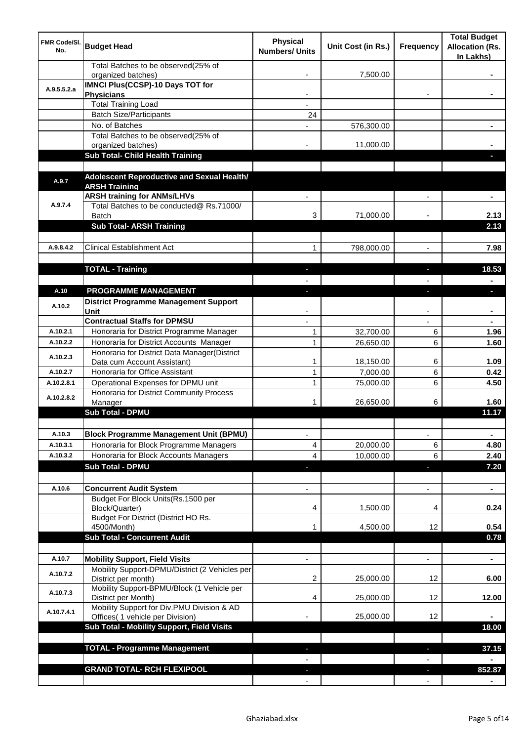| FMR Code/Sl. No. | Budget Head | Physical Numbers/ Units | Unit Cost (in Rs.) | Frequency | Total Budget Allocation (Rs. In Lakhs) |
|---|---|---|---|---|---|
| | Total Batches to be observed(25% of organized batches) | - | 7,500.00 | | - |
| A.9.5.5.2.a | **IMNCI Plus(CCSP)-10 Days TOT for Physicians** | - | | - | - |
| | Total Training Load | - | | | |
| | Batch Size/Participants | 24 | | | |
| | No. of Batches | - | 576,300.00 | | - |
| | Total Batches to be observed(25% of organized batches) | - | 11,000.00 | | - |
| | **Sub Total- Child Health Training** | | | | - |
| | | | | | |
| A.9.7 | **Adolescent Reproductive and Sexual Health/ ARSH Training** | | | | |
| A.9.7.4 | **ARSH training for ANMs/LHVs** | - | | - | - |
| | Total Batches to be conducted@ Rs.71000/ Batch | 3 | 71,000.00 | - | 2.13 |
| | **Sub Total- ARSH Training** | | | | **2.13** |
| | | | | | |
| A.9.8.4.2 | Clinical Establishment Act | 1 | 798,000.00 | - | 7.98 |
| | | | | | |
| | **TOTAL - Training** | - | | - | **18.53** |
| | | - | | - | - |
| A.10 | **PROGRAMME MANAGEMENT** | - | | - | - |
| A.10.2 | **District Programme Management Support Unit** | - | | - | - |
| | **Contractual Staffs for DPMSU** | - | | - | - |
| A.10.2.1 | Honoraria for District Programme Manager | 1 | 32,700.00 | 6 | 1.96 |
| A.10.2.2 | Honoraria for District Accounts Manager | 1 | 26,650.00 | 6 | 1.60 |
| A.10.2.3 | Honoraria for District Data Manager(District Data cum Account Assistant) | 1 | 18,150.00 | 6 | 1.09 |
| A.10.2.7 | Honoraria for Office Assistant | 1 | 7,000.00 | 6 | 0.42 |
| A.10.2.8.1 | Operational Expenses for DPMU unit | 1 | 75,000.00 | 6 | 4.50 |
| A.10.2.8.2 | Honoraria for District Community Process Manager | 1 | 26,650.00 | 6 | 1.60 |
| | **Sub Total - DPMU** | | | | **11.17** |
| | | | | | |
| A.10.3 | **Block Programme Management Unit (BPMU)** | - | | - | - |
| A.10.3.1 | Honoraria for Block Programme Managers | 4 | 20,000.00 | 6 | 4.80 |
| A.10.3.2 | Honoraria for Block Accounts Managers | 4 | 10,000.00 | 6 | 2.40 |
| | **Sub Total - DPMU** | - | | - | **7.20** |
| | | | | | |
| A.10.6 | **Concurrent Audit System** | - | | - | - |
| | Budget For Block Units(Rs.1500 per Block/Quarter) | 4 | 1,500.00 | 4 | 0.24 |
| | Budget For District (District HO Rs. 4500/Month) | 1 | 4,500.00 | 12 | 0.54 |
| | **Sub Total - Concurrent Audit** | | | | **0.78** |
| | | | | | |
| A.10.7 | **Mobility Support, Field Visits** | - | | - | - |
| A.10.7.2 | Mobility Support-DPMU/District (2 Vehicles per District per month) | 2 | 25,000.00 | 12 | 6.00 |
| A.10.7.3 | Mobility Support-BPMU/Block (1 Vehicle per District per Month) | 4 | 25,000.00 | 12 | 12.00 |
| A.10.7.4.1 | Mobility Support for Div.PMU Division & AD Offices( 1 vehicle per Division) | - | 25,000.00 | 12 | - |
| | **Sub Total - Mobility Support, Field Visits** | | | | **18.00** |
| | | | | | |
| | **TOTAL - Programme Management** | - | | - | **37.15** |
| | | - | | - | - |
| | **GRAND TOTAL- RCH FLEXIPOOL** | - | | - | **852.87** |
| | | - | | - | - |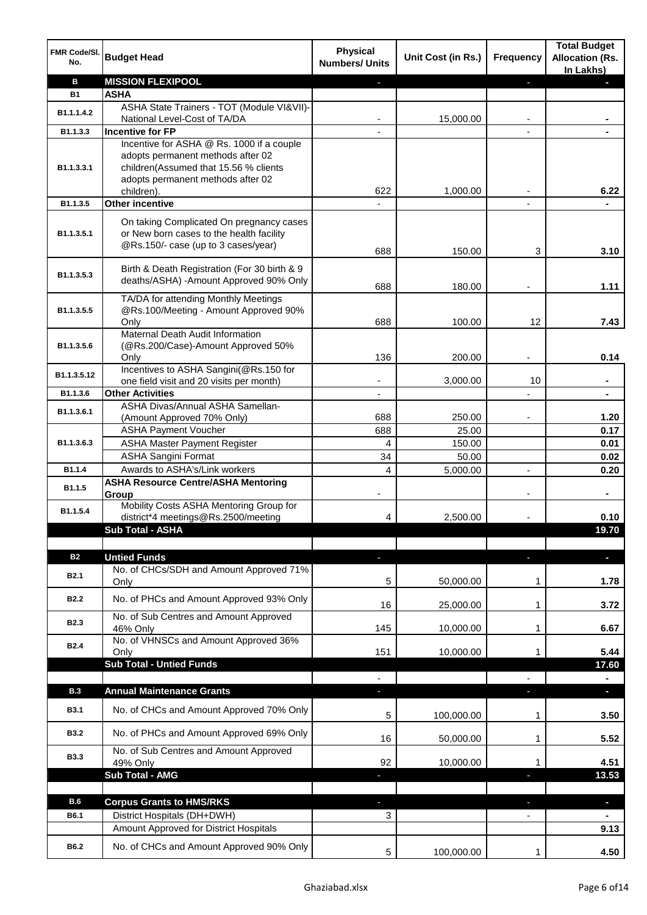| FMR Code/Sl. No. | Budget Head | Physical Numbers/ Units | Unit Cost (in Rs.) | Frequency | Total Budget Allocation (Rs. In Lakhs) |
|---|---|---|---|---|---|
| B | MISSION FLEXIPOOL | - | | - | - |
| B1 | ASHA | | | | |
| B1.1.1.4.2 | ASHA State Trainers - TOT (Module VI&VII)-National Level-Cost of TA/DA | - | 15,000.00 | - | - |
| B1.1.3.3 | Incentive for FP | - | | - | - |
| B1.1.3.3.1 | Incentive for ASHA @ Rs. 1000 if a couple adopts permanent methods after 02 children(Assumed that 15.56 % clients adopts permanent methods after 02 children). | 622 | 1,000.00 | - | 6.22 |
| B1.1.3.5 | Other incentive | - | | - | - |
| B1.1.3.5.1 | On taking Complicated On pregnancy cases or New born cases to the health facility @Rs.150/- case (up to 3 cases/year) | 688 | 150.00 | 3 | 3.10 |
| B1.1.3.5.3 | Birth & Death Registration (For 30 birth & 9 deaths/ASHA) -Amount Approved 90% Only | 688 | 180.00 | - | 1.11 |
| B1.1.3.5.5 | TA/DA for attending Monthly Meetings @Rs.100/Meeting - Amount Approved 90% Only | 688 | 100.00 | 12 | 7.43 |
| B1.1.3.5.6 | Maternal Death Audit Information (@Rs.200/Case)-Amount Approved 50% Only | 136 | 200.00 | - | 0.14 |
| B1.1.3.5.12 | Incentives to ASHA Sangini(@Rs.150 for one field visit and 20 visits per month) | - | 3,000.00 | 10 | - |
| B1.1.3.6 | Other Activities | - | | - | - |
| B1.1.3.6.1 | ASHA Divas/Annual ASHA Samellan-(Amount Approved 70% Only) | 688 | 250.00 | - | 1.20 |
| B1.1.3.6.3 | ASHA Payment Voucher | 688 | 25.00 | | 0.17 |
| | ASHA Master Payment Register | 4 | 150.00 | | 0.01 |
| | ASHA Sangini Format | 34 | 50.00 | | 0.02 |
| B1.1.4 | Awards to ASHA's/Link workers | 4 | 5,000.00 | - | 0.20 |
| B1.1.5 | ASHA Resource Centre/ASHA Mentoring Group | - | | - | - |
| B1.1.5.4 | Mobility Costs ASHA Mentoring Group for district*4 meetings@Rs.2500/meeting | 4 | 2,500.00 | - | 0.10 |
| | Sub Total - ASHA | | | | 19.70 |
| | | | | | |
| B2 | Untied Funds | - | | - | - |
| B2.1 | No. of CHCs/SDH and Amount Approved 71% Only | 5 | 50,000.00 | 1 | 1.78 |
| B2.2 | No. of PHCs and Amount Approved 93% Only | 16 | 25,000.00 | 1 | 3.72 |
| B2.3 | No. of Sub Centres and Amount Approved 46% Only | 145 | 10,000.00 | 1 | 6.67 |
| B2.4 | No. of VHNSCs and Amount Approved 36% Only | 151 | 10,000.00 | 1 | 5.44 |
| | Sub Total - Untied Funds | | | | 17.60 |
| | | - | | - | - |
| B.3 | Annual Maintenance Grants | - | | - | - |
| B3.1 | No. of CHCs and Amount Approved 70% Only | 5 | 100,000.00 | 1 | 3.50 |
| B3.2 | No. of PHCs and Amount Approved 69% Only | 16 | 50,000.00 | 1 | 5.52 |
| B3.3 | No. of Sub Centres and Amount Approved 49% Only | 92 | 10,000.00 | 1 | 4.51 |
| | Sub Total - AMG | - | | - | 13.53 |
| | | | | | |
| B.6 | Corpus Grants to HMS/RKS | - | | - | - |
| B6.1 | District Hospitals (DH+DWH) | 3 | | - | - |
| | Amount Approved for District Hospitals | | | | 9.13 |
| B6.2 | No. of CHCs and Amount Approved 90% Only | 5 | 100,000.00 | 1 | 4.50 |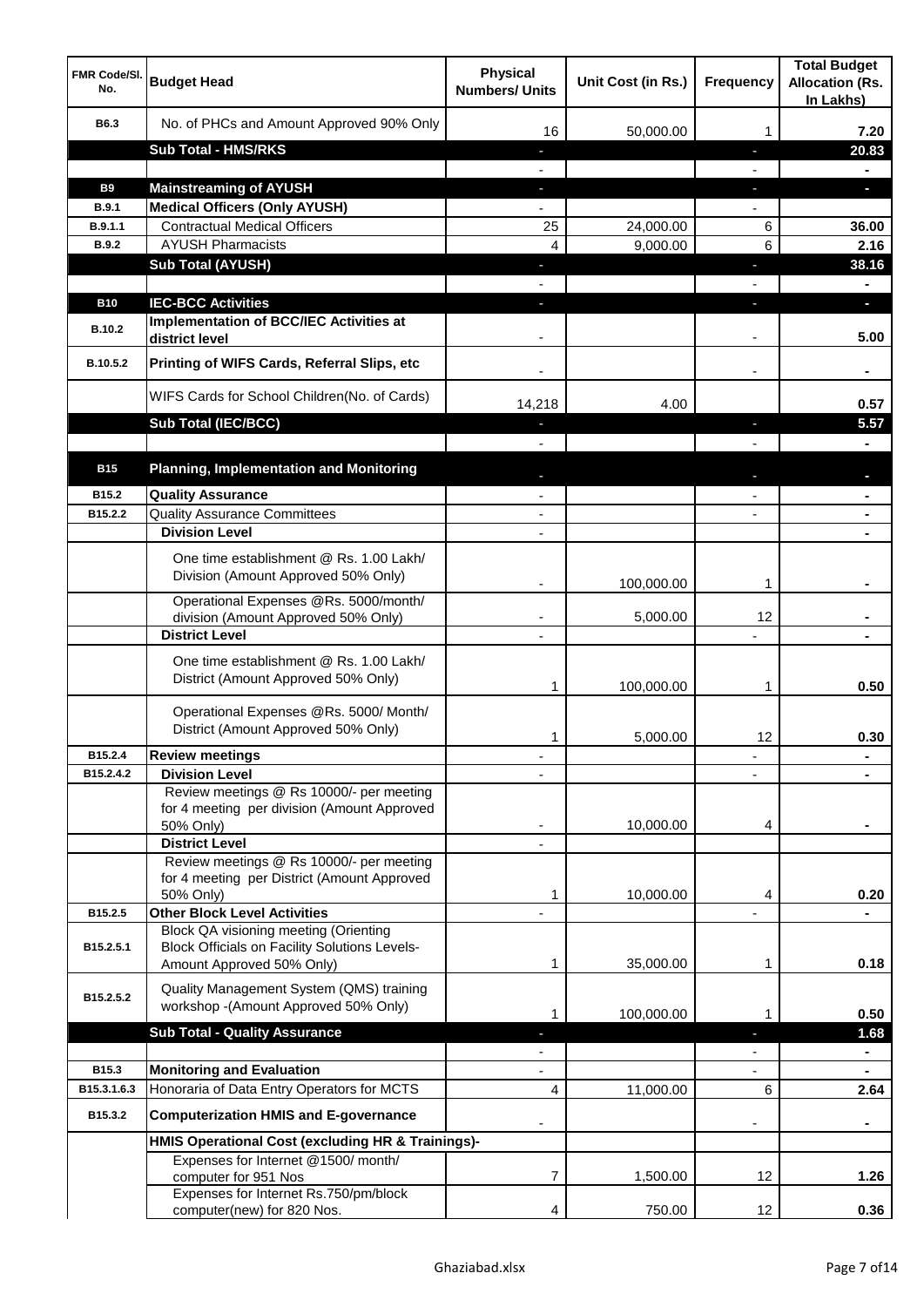| FMR Code/Sl. No. | Budget Head | Physical Numbers/ Units | Unit Cost (in Rs.) | Frequency | Total Budget Allocation (Rs. In Lakhs) |
|---|---|---|---|---|---|
| B6.3 | No. of PHCs and Amount Approved 90% Only | 16 | 50,000.00 | 1 | 7.20 |
| | **Sub Total - HMS/RKS** | - | | - | **20.83** |
| | | - | | - | - |
| **B9** | **Mainstreaming of AYUSH** | - | | - | - |
| **B.9.1** | **Medical Officers (Only AYUSH)** | - | | - | |
| **B.9.1.1** | Contractual Medical Officers | 25 | 24,000.00 | 6 | **36.00** |
| **B.9.2** | AYUSH Pharmacists | 4 | 9,000.00 | 6 | **2.16** |
| | **Sub Total (AYUSH)** | - | | - | **38.16** |
| | | - | | - | - |
| **B10** | **IEC-BCC Activities** | - | | - | - |
| **B.10.2** | **Implementation of BCC/IEC Activities at district level** | - | | - | **5.00** |
| **B.10.5.2** | **Printing of WIFS Cards, Referral Slips, etc** | - | | - | - |
| | WIFS Cards for School Children(No. of Cards) | 14,218 | 4.00 | | **0.57** |
| | **Sub Total (IEC/BCC)** | - | | - | **5.57** |
| | | - | | - | - |
| **B15** | **Planning, Implementation and Monitoring** | - | | - | - |
| **B15.2** | **Quality Assurance** | - | | - | - |
| **B15.2.2** | Quality Assurance Committees | - | | - | - |
| | **Division Level** | - | | | - |
| | One time establishment @ Rs. 1.00 Lakh/ Division (Amount Approved 50% Only) | - | 100,000.00 | 1 | - |
| | Operational Expenses @Rs. 5000/month/ division (Amount Approved 50% Only) | - | 5,000.00 | 12 | - |
| | **District Level** | - | | - | - |
| | One time establishment @ Rs. 1.00 Lakh/ District (Amount Approved 50% Only) | 1 | 100,000.00 | 1 | **0.50** |
| | Operational Expenses @Rs. 5000/ Month/ District (Amount Approved 50% Only) | 1 | 5,000.00 | 12 | **0.30** |
| **B15.2.4** | **Review meetings** | - | | - | - |
| **B15.2.4.2** | **Division Level** | - | | - | - |
| | Review meetings @ Rs 10000/- per meeting for 4 meeting per division (Amount Approved 50% Only) | - | 10,000.00 | 4 | - |
| | **District Level** | - | | | |
| | Review meetings @ Rs 10000/- per meeting for 4 meeting per District (Amount Approved 50% Only) | 1 | 10,000.00 | 4 | **0.20** |
| **B15.2.5** | **Other Block Level Activities** | - | | - | - |
| **B15.2.5.1** | Block QA visioning meeting (Orienting Block Officials on Facility Solutions Levels- Amount Approved 50% Only) | 1 | 35,000.00 | 1 | **0.18** |
| **B15.2.5.2** | Quality Management System (QMS) training workshop -(Amount Approved 50% Only) | 1 | 100,000.00 | 1 | **0.50** |
| | **Sub Total - Quality Assurance** | - | | - | **1.68** |
| | | - | | - | - |
| **B15.3** | **Monitoring and Evaluation** | - | | - | - |
| **B15.3.1.6.3** | Honoraria of Data Entry Operators for MCTS | 4 | 11,000.00 | 6 | **2.64** |
| **B15.3.2** | **Computerization HMIS and E-governance** | - | | - | - |
| | **HMIS Operational Cost (excluding HR & Trainings)-** | | | | |
| | Expenses for Internet @1500/ month/ computer for 951 Nos | 7 | 1,500.00 | 12 | **1.26** |
| | Expenses for Internet Rs.750/pm/block computer(new) for 820 Nos. | 4 | 750.00 | 12 | **0.36** |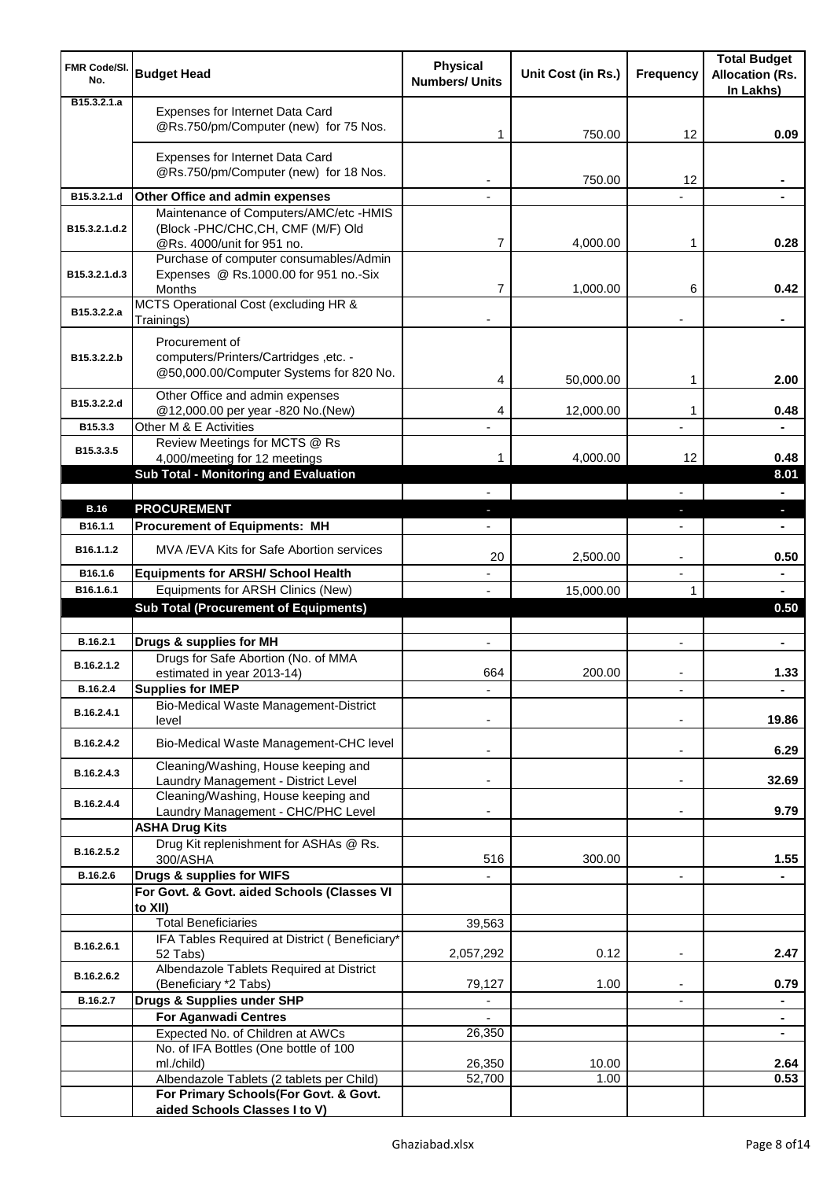| FMR Code/Sl. No. | Budget Head | Physical Numbers/ Units | Unit Cost (in Rs.) | Frequency | Total Budget Allocation (Rs. In Lakhs) |
|---|---|---|---|---|---|
| B15.3.2.1.a | Expenses for Internet Data Card @Rs.750/pm/Computer (new) for 75 Nos. | 1 | 750.00 | 12 | 0.09 |
| | Expenses for Internet Data Card @Rs.750/pm/Computer (new) for 18 Nos. | - | 750.00 | 12 | - |
| B15.3.2.1.d | **Other Office and admin expenses** | - | | - | - |
| B15.3.2.1.d.2 | Maintenance of Computers/AMC/etc -HMIS (Block -PHC/CHC,CH, CMF (M/F) Old @Rs. 4000/unit for 951 no. | 7 | 4,000.00 | 1 | 0.28 |
| B15.3.2.1.d.3 | Purchase of computer consumables/Admin Expenses @ Rs.1000.00 for 951 no.-Six Months | 7 | 1,000.00 | 6 | 0.42 |
| B15.3.2.2.a | MCTS Operational Cost (excluding HR & Trainings) | - | | - | - |
| B15.3.2.2.b | Procurement of computers/Printers/Cartridges ,etc. - @50,000.00/Computer Systems for 820 No. | 4 | 50,000.00 | 1 | 2.00 |
| B15.3.2.2.d | Other Office and admin expenses @12,000.00 per year -820 No.(New) | 4 | 12,000.00 | 1 | 0.48 |
| B15.3.3 | Other M & E Activities | - | | - | - |
| B15.3.3.5 | Review Meetings for MCTS @ Rs 4,000/meeting for 12 meetings | 1 | 4,000.00 | 12 | 0.48 |
| | **Sub Total - Monitoring and Evaluation** | | | | **8.01** |
| | | - | | - | - |
| **B.16** | **PROCUREMENT** | - | | - | - |
| B16.1.1 | **Procurement of Equipments: MH** | - | | - | - |
| B16.1.1.2 | MVA /EVA Kits for Safe Abortion services | 20 | 2,500.00 | - | 0.50 |
| B16.1.6 | **Equipments for ARSH/ School Health** | - | | - | - |
| B16.1.6.1 | Equipments for ARSH Clinics (New) | - | 15,000.00 | 1 | - |
| | **Sub Total (Procurement of Equipments)** | | | | **0.50** |
| | | | | | |
| B.16.2.1 | **Drugs & supplies for MH** | - | | - | - |
| B.16.2.1.2 | Drugs for Safe Abortion (No. of MMA estimated in year 2013-14) | 664 | 200.00 | - | 1.33 |
| B.16.2.4 | **Supplies for IMEP** | - | | - | - |
| B.16.2.4.1 | Bio-Medical Waste Management-District level | - | | - | 19.86 |
| B.16.2.4.2 | Bio-Medical Waste Management-CHC level | - | | - | 6.29 |
| B.16.2.4.3 | Cleaning/Washing, House keeping and Laundry Management - District Level | - | | - | 32.69 |
| B.16.2.4.4 | Cleaning/Washing, House keeping and Laundry Management - CHC/PHC Level | - | | - | 9.79 |
| | **ASHA Drug Kits** | | | | |
| B.16.2.5.2 | Drug Kit replenishment for ASHAs @ Rs. 300/ASHA | 516 | 300.00 | | 1.55 |
| B.16.2.6 | **Drugs & supplies for WIFS** | - | | - | - |
| | **For Govt. & Govt. aided Schools (Classes VI to XII)** | | | | |
| | Total Beneficiaries | 39,563 | | | |
| B.16.2.6.1 | IFA Tables Required at District ( Beneficiary* 52 Tabs) | 2,057,292 | 0.12 | - | 2.47 |
| B.16.2.6.2 | Albendazole Tablets Required at District (Beneficiary *2 Tabs) | 79,127 | 1.00 | - | 0.79 |
| B.16.2.7 | **Drugs & Supplies under SHP** | - | | - | - |
| | **For Aganwadi Centres** | - | | | - |
| | Expected No. of Children at AWCs | 26,350 | | | - |
| | No. of IFA Bottles (One bottle of 100 ml./child) | 26,350 | 10.00 | | 2.64 |
| | Albendazole Tablets (2 tablets per Child) | 52,700 | 1.00 | | 0.53 |
| | **For Primary Schools(For Govt. & Govt. aided Schools Classes I to V)** | | | | |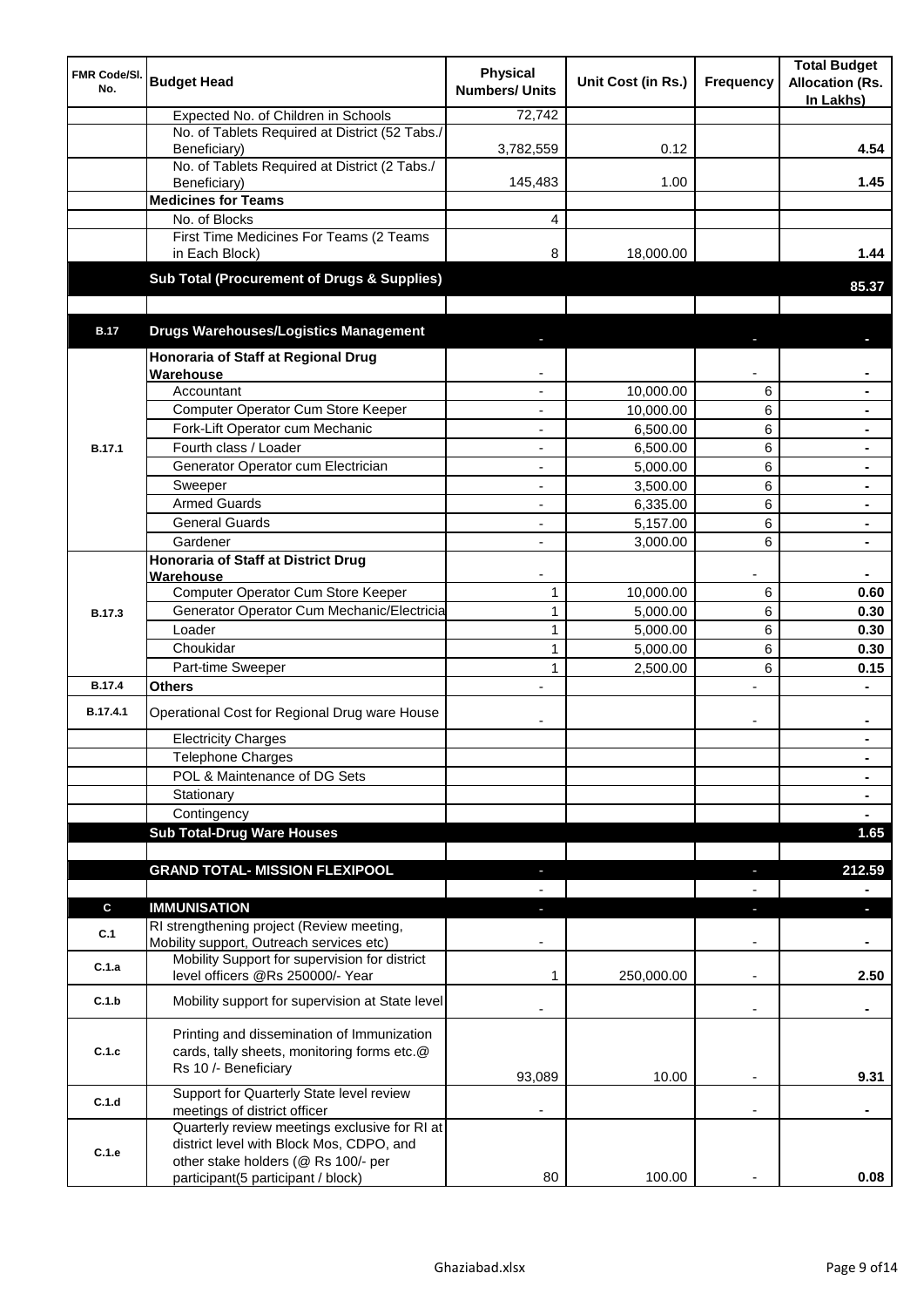| FMR Code/Sl. No. | Budget Head | Physical Numbers/ Units | Unit Cost (in Rs.) | Frequency | Total Budget Allocation (Rs. In Lakhs) |
|---|---|---|---|---|---|
| | Expected No. of Children in Schools | 72,742 | | | |
| | No. of Tablets Required at District (52 Tabs./ Beneficiary) | 3,782,559 | 0.12 | | 4.54 |
| | No. of Tablets Required at District (2 Tabs./ Beneficiary) | 145,483 | 1.00 | | 1.45 |
| | **Medicines for Teams** | | | | |
| | No. of Blocks | 4 | | | |
| | First Time Medicines For Teams (2 Teams in Each Block) | 8 | 18,000.00 | | 1.44 |
| | **Sub Total (Procurement of Drugs & Supplies)** | | | | **85.37** |
| | | | | | |
| **B.17** | **Drugs Warehouses/Logistics Management** | - | | - | - |
| B.17.1 | **Honoraria of Staff at Regional Drug Warehouse** | - | | - | - |
| | Accountant | - | 10,000.00 | 6 | - |
| | Computer Operator Cum Store Keeper | - | 10,000.00 | 6 | - |
| | Fork-Lift Operator cum Mechanic | - | 6,500.00 | 6 | - |
| | Fourth class / Loader | - | 6,500.00 | 6 | - |
| | Generator Operator cum Electrician | - | 5,000.00 | 6 | - |
| | Sweeper | - | 3,500.00 | 6 | - |
| | Armed Guards | - | 6,335.00 | 6 | - |
| | General Guards | - | 5,157.00 | 6 | - |
| | Gardener | - | 3,000.00 | 6 | - |
| B.17.3 | **Honoraria of Staff at District Drug Warehouse** | - | | - | - |
| | Computer Operator Cum Store Keeper | 1 | 10,000.00 | 6 | 0.60 |
| | Generator Operator Cum Mechanic/Electricia | 1 | 5,000.00 | 6 | 0.30 |
| | Loader | 1 | 5,000.00 | 6 | 0.30 |
| | Choukidar | 1 | 5,000.00 | 6 | 0.30 |
| | Part-time Sweeper | 1 | 2,500.00 | 6 | 0.15 |
| B.17.4 | **Others** | - | | - | - |
| B.17.4.1 | Operational Cost for Regional Drug ware House | - | | - | - |
| | Electricity Charges | | | | - |
| | Telephone Charges | | | | - |
| | POL & Maintenance of DG Sets | | | | - |
| | Stationary | | | | - |
| | Contingency | | | | - |
| | **Sub Total-Drug Ware Houses** | | | | **1.65** |
| | | | | | |
| | **GRAND TOTAL- MISSION FLEXIPOOL** | - | | - | **212.59** |
| | | - | | - | - |
| **C** | **IMMUNISATION** | - | | - | - |
| C.1 | RI strengthening project (Review meeting, Mobility support, Outreach services etc) | - | | - | - |
| C.1.a | Mobility Support for supervision for district level officers @Rs 250000/- Year | 1 | 250,000.00 | - | 2.50 |
| C.1.b | Mobility support for supervision at State level | - | | - | - |
| C.1.c | Printing and dissemination of Immunization cards, tally sheets, monitoring forms etc.@ Rs 10 /- Beneficiary | 93,089 | 10.00 | - | 9.31 |
| C.1.d | Support for Quarterly State level review meetings of district officer | - | | - | - |
| C.1.e | Quarterly review meetings exclusive for RI at district level with Block Mos, CDPO, and other stake holders (@ Rs 100/- per participant(5 participant / block) | 80 | 100.00 | - | 0.08 |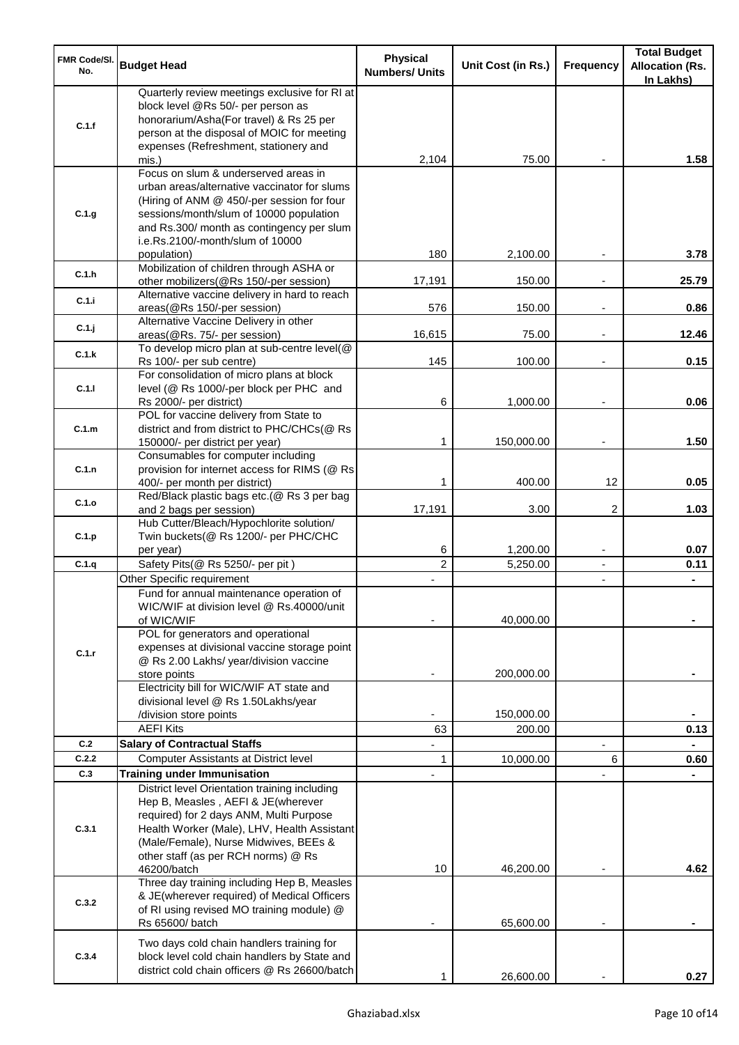| FMR Code/Sl. No. | Budget Head | Physical Numbers/ Units | Unit Cost (in Rs.) | Frequency | Total Budget Allocation (Rs. In Lakhs) |
|---|---|---|---|---|---|
| C.1.f | Quarterly review meetings exclusive for RI at block level @Rs 50/- per person as honorarium/Asha(For travel) & Rs 25 per person at the disposal of MOIC for meeting expenses (Refreshment, stationery and mis.) | 2,104 | 75.00 | - | 1.58 |
| C.1.g | Focus on slum & underserved areas in urban areas/alternative vaccinator for slums (Hiring of ANM @ 450/-per session for four sessions/month/slum of 10000 population and Rs.300/ month as contingency per slum i.e.Rs.2100/-month/slum of 10000 population) | 180 | 2,100.00 | - | 3.78 |
| C.1.h | Mobilization of children through ASHA or other mobilizers(@Rs 150/-per session) | 17,191 | 150.00 | - | 25.79 |
| C.1.i | Alternative vaccine delivery in hard to reach areas(@Rs 150/-per session) | 576 | 150.00 | - | 0.86 |
| C.1.j | Alternative Vaccine Delivery in other areas(@Rs. 75/- per session) | 16,615 | 75.00 | - | 12.46 |
| C.1.k | To develop micro plan at sub-centre level(@ Rs 100/- per sub centre) | 145 | 100.00 | - | 0.15 |
| C.1.l | For consolidation of micro plans at block level (@ Rs 1000/-per block per PHC and Rs 2000/- per district) | 6 | 1,000.00 | - | 0.06 |
| C.1.m | POL for vaccine delivery from State to district and from district to PHC/CHCs(@ Rs 150000/- per district per year) | 1 | 150,000.00 | - | 1.50 |
| C.1.n | Consumables for computer including provision for internet access for RIMS (@ Rs 400/- per month per district) | 1 | 400.00 | 12 | 0.05 |
| C.1.o | Red/Black plastic bags etc.(@ Rs 3 per bag and 2 bags per session) | 17,191 | 3.00 | 2 | 1.03 |
| C.1.p | Hub Cutter/Bleach/Hypochlorite solution/ Twin buckets(@ Rs 1200/- per PHC/CHC per year) | 6 | 1,200.00 | - | 0.07 |
| C.1.q | Safety Pits(@ Rs 5250/- per pit ) | 2 | 5,250.00 | - | 0.11 |
| C.1.r | Other Specific requirement | - | | - | - |
| | Fund for annual maintenance operation of WIC/WIF at division level @ Rs.40000/unit of WIC/WIF | - | 40,000.00 | | - |
| | POL for generators and operational expenses at divisional vaccine storage point @ Rs 2.00 Lakhs/ year/division vaccine store points | - | 200,000.00 | | - |
| | Electricity bill for WIC/WIF AT state and divisional level @ Rs 1.50Lakhs/year /division store points | - | 150,000.00 | | - |
| | AEFI Kits | 63 | 200.00 | | 0.13 |
| C.2 | **Salary of Contractual Staffs** | - | | - | - |
| C.2.2 | Computer Assistants at District level | 1 | 10,000.00 | 6 | 0.60 |
| C.3 | **Training under Immunisation** | - | | - | - |
| C.3.1 | District level Orientation training including Hep B, Measles , AEFI & JE(wherever required) for 2 days ANM, Multi Purpose Health Worker (Male), LHV, Health Assistant (Male/Female), Nurse Midwives, BEEs & other staff (as per RCH norms) @ Rs 46200/batch | 10 | 46,200.00 | - | 4.62 |
| C.3.2 | Three day training including Hep B, Measles & JE(wherever required) of Medical Officers of RI using revised MO training module) @ Rs 65600/ batch | - | 65,600.00 | - | - |
| C.3.4 | Two days cold chain handlers training for block level cold chain handlers by State and district cold chain officers @ Rs 26600/batch | 1 | 26,600.00 | - | 0.27 |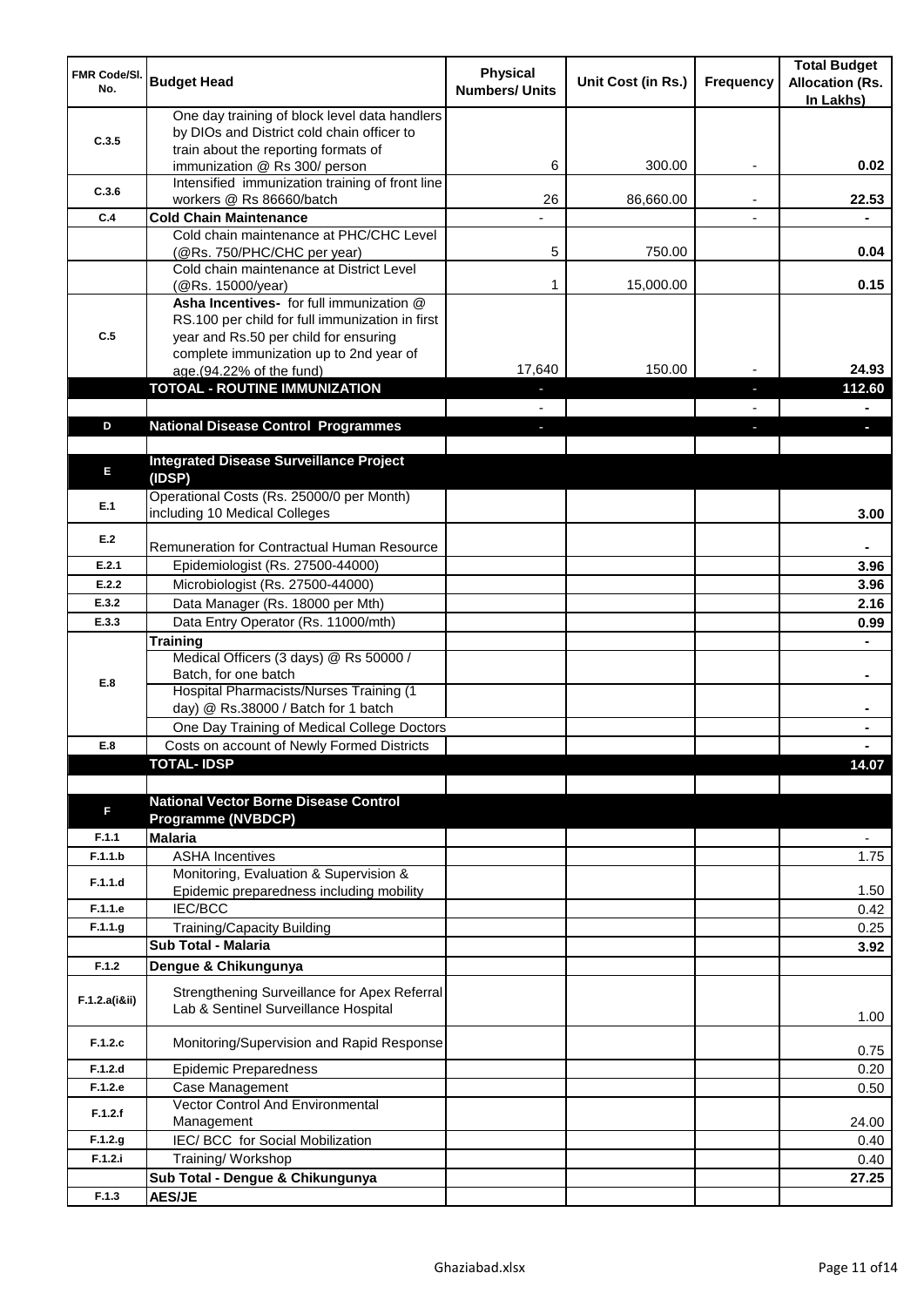| FMR Code/Sl. No. | Budget Head | Physical Numbers/ Units | Unit Cost (in Rs.) | Frequency | Total Budget Allocation (Rs. In Lakhs) |
|---|---|---|---|---|---|
| C.3.5 | One day training of block level data handlers by DIOs and District cold chain officer to train about the reporting formats of immunization @ Rs 300/ person | 6 | 300.00 | - | 0.02 |
| C.3.6 | Intensified immunization training of front line workers @ Rs 86660/batch | 26 | 86,660.00 | - | 22.53 |
| C.4 | **Cold Chain Maintenance** | - | | - | - |
| | Cold chain maintenance at PHC/CHC Level (@Rs. 750/PHC/CHC per year) | 5 | 750.00 | | 0.04 |
| | Cold chain maintenance at District Level (@Rs. 15000/year) | 1 | 15,000.00 | | 0.15 |
| C.5 | **Asha Incentives-** for full immunization @ RS.100 per child for full immunization in first year and Rs.50 per child for ensuring complete immunization up to 2nd year of age.(94.22% of the fund) | 17,640 | 150.00 | - | 24.93 |
| | **TOTOAL - ROUTINE IMMUNIZATION** | - | | - | **112.60** |
| | | - | | - | - |
| D | **National Disease Control Programmes** | - | | - | - |
| | | | | | |
| E | **Integrated Disease Surveillance Project (IDSP)** | | | | |
| E.1 | Operational Costs (Rs. 25000/0 per Month) including 10 Medical Colleges | | | | 3.00 |
| E.2 | Remuneration for Contractual Human Resource | | | | - |
| E.2.1 | Epidemiologist (Rs. 27500-44000) | | | | 3.96 |
| E.2.2 | Microbiologist (Rs. 27500-44000) | | | | 3.96 |
| E.3.2 | Data Manager (Rs. 18000 per Mth) | | | | 2.16 |
| E.3.3 | Data Entry Operator (Rs. 11000/mth) | | | | 0.99 |
| E.8 | **Training** | | | | - |
| | Medical Officers (3 days) @ Rs 50000 / Batch, for one batch | | | | - |
| | Hospital Pharmacists/Nurses Training (1 day) @ Rs.38000 / Batch for 1 batch | | | | - |
| | One Day Training of Medical College Doctors | | | | - |
| E.8 | Costs on account of Newly Formed Districts | | | | - |
| | **TOTAL- IDSP** | | | | **14.07** |
| | | | | | |
| F | **National Vector Borne Disease Control Programme (NVBDCP)** | | | | |
| F.1.1 | **Malaria** | | | | - |
| F.1.1.b | ASHA Incentives | | | | 1.75 |
| F.1.1.d | Monitoring, Evaluation & Supervision & Epidemic preparedness including mobility | | | | 1.50 |
| F.1.1.e | IEC/BCC | | | | 0.42 |
| F.1.1.g | Training/Capacity Building | | | | 0.25 |
| | **Sub Total - Malaria** | | | | **3.92** |
| F.1.2 | **Dengue & Chikungunya** | | | | |
| F.1.2.a(i&ii) | Strengthening Surveillance for Apex Referral Lab & Sentinel Surveillance Hospital | | | | 1.00 |
| F.1.2.c | Monitoring/Supervision and Rapid Response | | | | 0.75 |
| F.1.2.d | Epidemic Preparedness | | | | 0.20 |
| F.1.2.e | Case Management | | | | 0.50 |
| F.1.2.f | Vector Control And Environmental Management | | | | 24.00 |
| F.1.2.g | IEC/ BCC for Social Mobilization | | | | 0.40 |
| F.1.2.i | Training/ Workshop | | | | 0.40 |
| | **Sub Total - Dengue & Chikungunya** | | | | **27.25** |
| F.1.3 | **AES/JE** | | | | |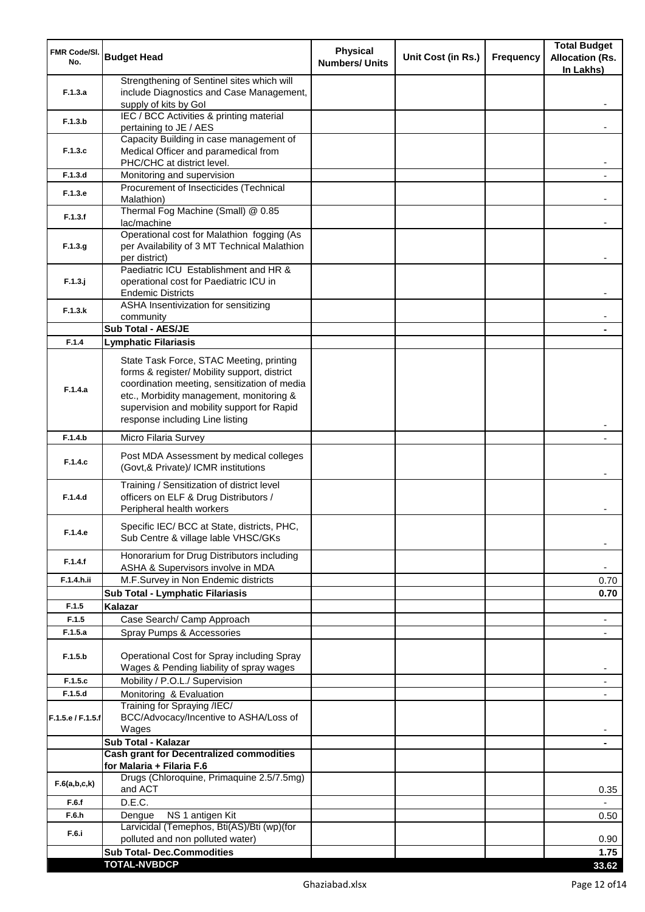| FMR Code/Sl. No. | Budget Head | Physical Numbers/ Units | Unit Cost (in Rs.) | Frequency | Total Budget Allocation (Rs. In Lakhs) |
|---|---|---|---|---|---|
| F.1.3.a | Strengthening of Sentinel sites which will include Diagnostics and Case Management, supply of kits by GoI | | | | - |
| F.1.3.b | IEC / BCC Activities & printing material pertaining to JE / AES | | | | - |
| F.1.3.c | Capacity Building in case management of Medical Officer and paramedical from PHC/CHC at district level. | | | | - |
| F.1.3.d | Monitoring and supervision | | | | - |
| F.1.3.e | Procurement of Insecticides (Technical Malathion) | | | | - |
| F.1.3.f | Thermal Fog Machine (Small) @ 0.85 lac/machine | | | | - |
| F.1.3.g | Operational cost for Malathion fogging (As per Availability of 3 MT Technical Malathion per district) | | | | - |
| F.1.3.j | Paediatric ICU Establishment and HR & operational cost for Paediatric ICU in Endemic Districts | | | | - |
| F.1.3.k | ASHA Insentivization for sensitizing community | | | | - |
| | **Sub Total - AES/JE** | | | | **-** |
| F.1.4 | **Lymphatic Filariasis** | | | | |
| F.1.4.a | State Task Force, STAC Meeting, printing forms & register/ Mobility support, district coordination meeting, sensitization of media etc., Morbidity management, monitoring & supervision and mobility support for Rapid response including Line listing | | | | - |
| F.1.4.b | Micro Filaria Survey | | | | - |
| F.1.4.c | Post MDA Assessment by medical colleges (Govt,& Private)/ ICMR institutions | | | | - |
| F.1.4.d | Training / Sensitization of district level officers on ELF & Drug Distributors / Peripheral health workers | | | | - |
| F.1.4.e | Specific IEC/ BCC at State, districts, PHC, Sub Centre & village lable VHSC/GKs | | | | - |
| F.1.4.f | Honorarium for Drug Distributors including ASHA & Supervisors involve in MDA | | | | - |
| F.1.4.h.ii | M.F.Survey in Non Endemic districts | | | | 0.70 |
| | **Sub Total - Lymphatic Filariasis** | | | | **0.70** |
| F.1.5 | **Kalazar** | | | | |
| F.1.5 | Case Search/ Camp Approach | | | | - |
| F.1.5.a | Spray Pumps & Accessories | | | | - |
| F.1.5.b | Operational Cost for Spray including Spray Wages & Pending liability of spray wages | | | | - |
| F.1.5.c | Mobility / P.O.L./ Supervision | | | | - |
| F.1.5.d | Monitoring & Evaluation | | | | - |
| F.1.5.e / F.1.5.f | Training for Spraying /IEC/ BCC/Advocacy/Incentive to ASHA/Loss of Wages | | | | - |
| | **Sub Total - Kalazar** | | | | **-** |
| | **Cash grant for Decentralized commodities for Malaria + Filaria F.6** | | | | |
| F.6(a,b,c,k) | Drugs (Chloroquine, Primaquine 2.5/7.5mg) and ACT | | | | 0.35 |
| F.6.f | D.E.C. | | | | - |
| F.6.h | Dengue NS 1 antigen Kit | | | | 0.50 |
| F.6.i | Larvicidal (Temephos, Bti(AS)/Bti (wp)(for polluted and non polluted water) | | | | 0.90 |
| | **Sub Total- Dec.Commodities** | | | | **1.75** |
| | **TOTAL-NVBDCP** | | | | **33.62** |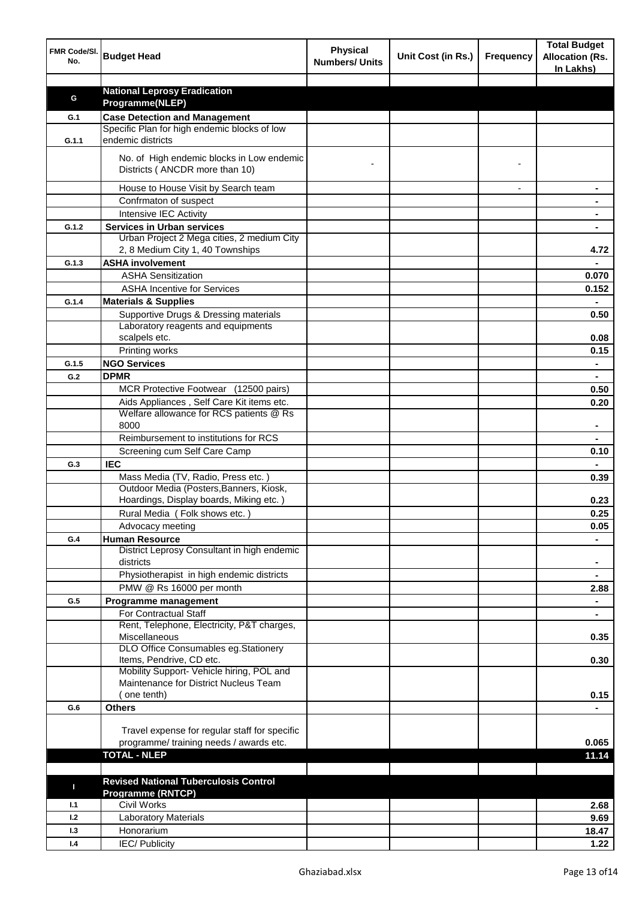| FMR Code/Sl. No. | Budget Head | Physical Numbers/ Units | Unit Cost (in Rs.) | Frequency | Total Budget Allocation (Rs. In Lakhs) |
|---|---|---|---|---|---|
| | | | | | |
| **G** | **National Leprosy Eradication Programme(NLEP)** | | | | |
| **G.1** | **Case Detection and Management** | | | | |
| **G.1.1** | Specific Plan for high endemic blocks of low endemic districts | | | | |
| | No. of High endemic blocks in Low endemic Districts ( ANCDR more than 10) | - | | - | |
| | House to House Visit by Search team | | | - | - |
| | Confrmaton of suspect | | | | - |
| | Intensive IEC Activity | | | | - |
| **G.1.2** | **Services in Urban services** | | | | - |
| | Urban Project 2 Mega cities, 2 medium City 2, 8 Medium City 1, 40 Townships | | | | 4.72 |
| **G.1.3** | **ASHA involvement** | | | | - |
| | ASHA Sensitization | | | | 0.070 |
| | ASHA Incentive for Services | | | | 0.152 |
| **G.1.4** | **Materials & Supplies** | | | | - |
| | Supportive Drugs & Dressing materials | | | | 0.50 |
| | Laboratory reagents and equipments scalpels etc. | | | | 0.08 |
| | Printing works | | | | 0.15 |
| **G.1.5** | **NGO Services** | | | | - |
| **G.2** | **DPMR** | | | | - |
| | MCR Protective Footwear (12500 pairs) | | | | 0.50 |
| | Aids Appliances , Self Care Kit items etc. | | | | 0.20 |
| | Welfare allowance for RCS patients @ Rs 8000 | | | | - |
| | Reimbursement to institutions for RCS | | | | - |
| | Screening cum Self Care Camp | | | | 0.10 |
| **G.3** | **IEC** | | | | - |
| | Mass Media (TV, Radio, Press etc. ) | | | | 0.39 |
| | Outdoor Media (Posters,Banners, Kiosk, Hoardings, Display boards, Miking etc. ) | | | | 0.23 |
| | Rural Media ( Folk shows etc. ) | | | | 0.25 |
| | Advocacy meeting | | | | 0.05 |
| **G.4** | **Human Resource** | | | | - |
| | District Leprosy Consultant in high endemic districts | | | | - |
| | Physiotherapist in high endemic districts | | | | - |
| | PMW @ Rs 16000 per month | | | | 2.88 |
| **G.5** | **Programme management** | | | | - |
| | For Contractual Staff | | | | - |
| | Rent, Telephone, Electricity, P&T charges, Miscellaneous | | | | 0.35 |
| | DLO Office Consumables eg.Stationery Items, Pendrive, CD etc. | | | | 0.30 |
| | Mobility Support- Vehicle hiring, POL and Maintenance for District Nucleus Team ( one tenth) | | | | 0.15 |
| **G.6** | **Others** | | | | - |
| | Travel expense for regular staff for specific programme/ training needs / awards etc. | | | | 0.065 |
| | **TOTAL - NLEP** | | | | **11.14** |
| | | | | | |
| **I** | **Revised National Tuberculosis Control Programme (RNTCP)** | | | | |
| **I.1** | Civil Works | | | | 2.68 |
| **I.2** | Laboratory Materials | | | | 9.69 |
| **I.3** | Honorarium | | | | 18.47 |
| **I.4** | IEC/ Publicity | | | | 1.22 |

Ghaziabad.xlsx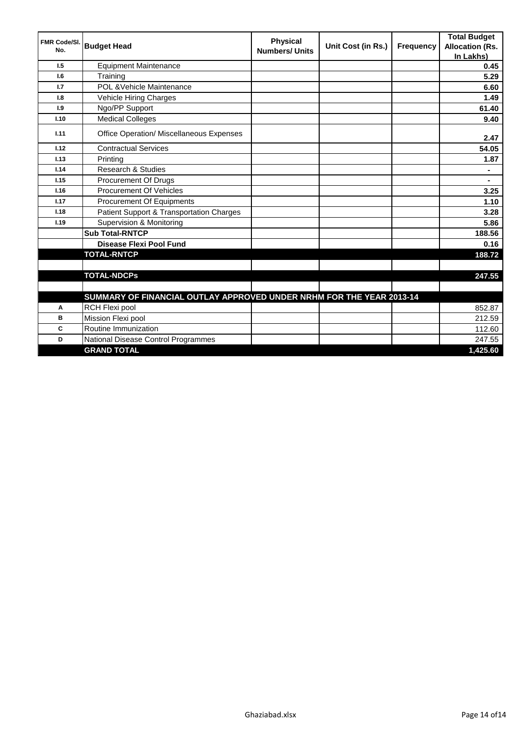| FMR Code/Sl. No. | Budget Head | Physical Numbers/ Units | Unit Cost (in Rs.) | Frequency | Total Budget Allocation (Rs. In Lakhs) |
|---|---|---|---|---|---|
| I.5 | Equipment Maintenance | | | | **0.45** |
| I.6 | Training | | | | **5.29** |
| I.7 | POL &Vehicle Maintenance | | | | **6.60** |
| I.8 | Vehicle Hiring Charges | | | | **1.49** |
| I.9 | Ngo/PP Support | | | | **61.40** |
| I.10 | Medical Colleges | | | | **9.40** |
| I.11 | Office Operation/ Miscellaneous Expenses | | | | **2.47** |
| I.12 | Contractual Services | | | | **54.05** |
| I.13 | Printing | | | | **1.87** |
| I.14 | Research & Studies | | | | **-** |
| I.15 | Procurement Of Drugs | | | | **-** |
| I.16 | Procurement Of Vehicles | | | | **3.25** |
| I.17 | Procurement Of Equipments | | | | **1.10** |
| I.18 | Patient Support & Transportation Charges | | | | **3.28** |
| I.19 | Supervision & Monitoring | | | | **5.86** |
| | **Sub Total-RNTCP** | | | | **188.56** |
| | **Disease Flexi Pool Fund** | | | | **0.16** |
| | **TOTAL-RNTCP** | | | | **188.72** |
| | | | | | |
| | **TOTAL-NDCPs** | | | | **247.55** |
| | | | | | |
| | **SUMMARY OF FINANCIAL OUTLAY APPROVED UNDER NRHM FOR THE YEAR 2013-14** | | | | |
| A | RCH Flexi pool | | | | 852.87 |
| B | Mission Flexi pool | | | | 212.59 |
| C | Routine Immunization | | | | 112.60 |
| D | National Disease Control Programmes | | | | 247.55 |
| | **GRAND TOTAL** | | | | **1,425.60** |